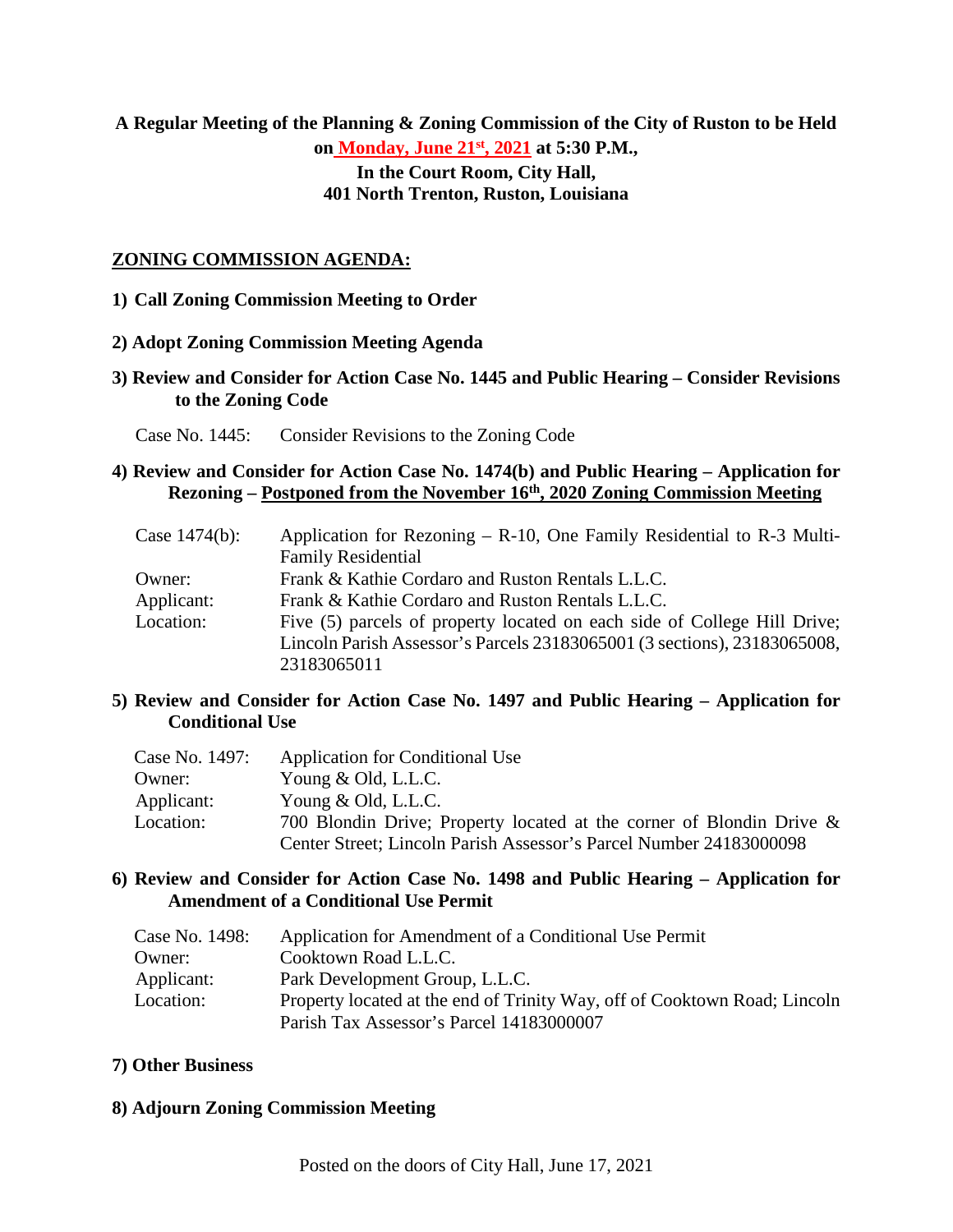**A Regular Meeting of the Planning & Zoning Commission of the City of Ruston to be Held on Monday, June 21st, 2021 at 5:30 P.M., In the Court Room, City Hall, 401 North Trenton, Ruston, Louisiana**

## ZONING COMMISSION AGENDA:

**1) Call Zoning Commission Meeting to Order**

**2) Adopt Zoning Commission Meeting Agenda**

**3) Review and Consider for Action Case No. 1445 and Public Hearing – Consider Revisions to the Zoning Code**

Case No. 1445: Consider Revisions to the Zoning Code

**4) Review and Consider for Action Case No. 1474(b) and Public Hearing – Application for Rezoning – Postponed from the November 16th, 2020 Zoning Commission Meeting**

| | |
|---|---|
| Case 1474(b): | Application for Rezoning – R-10, One Family Residential to R-3 Multi-Family Residential |
| Owner: | Frank & Kathie Cordaro and Ruston Rentals L.L.C. |
| Applicant: | Frank & Kathie Cordaro and Ruston Rentals L.L.C. |
| Location: | Five (5) parcels of property located on each side of College Hill Drive; Lincoln Parish Assessor's Parcels 23183065001 (3 sections), 23183065008, 23183065011 |

**5) Review and Consider for Action Case No. 1497 and Public Hearing – Application for Conditional Use**

| | |
|---|---|
| Case No. 1497: | Application for Conditional Use |
| Owner: | Young & Old, L.L.C. |
| Applicant: | Young & Old, L.L.C. |
| Location: | 700 Blondin Drive; Property located at the corner of Blondin Drive & Center Street; Lincoln Parish Assessor's Parcel Number 24183000098 |

**6) Review and Consider for Action Case No. 1498 and Public Hearing – Application for Amendment of a Conditional Use Permit**

| | |
|---|---|
| Case No. 1498: | Application for Amendment of a Conditional Use Permit |
| Owner: | Cooktown Road L.L.C. |
| Applicant: | Park Development Group, L.L.C. |
| Location: | Property located at the end of Trinity Way, off of Cooktown Road; Lincoln Parish Tax Assessor's Parcel 14183000007 |

**7) Other Business**

**8) Adjourn Zoning Commission Meeting**

Posted on the doors of City Hall, June 17, 2021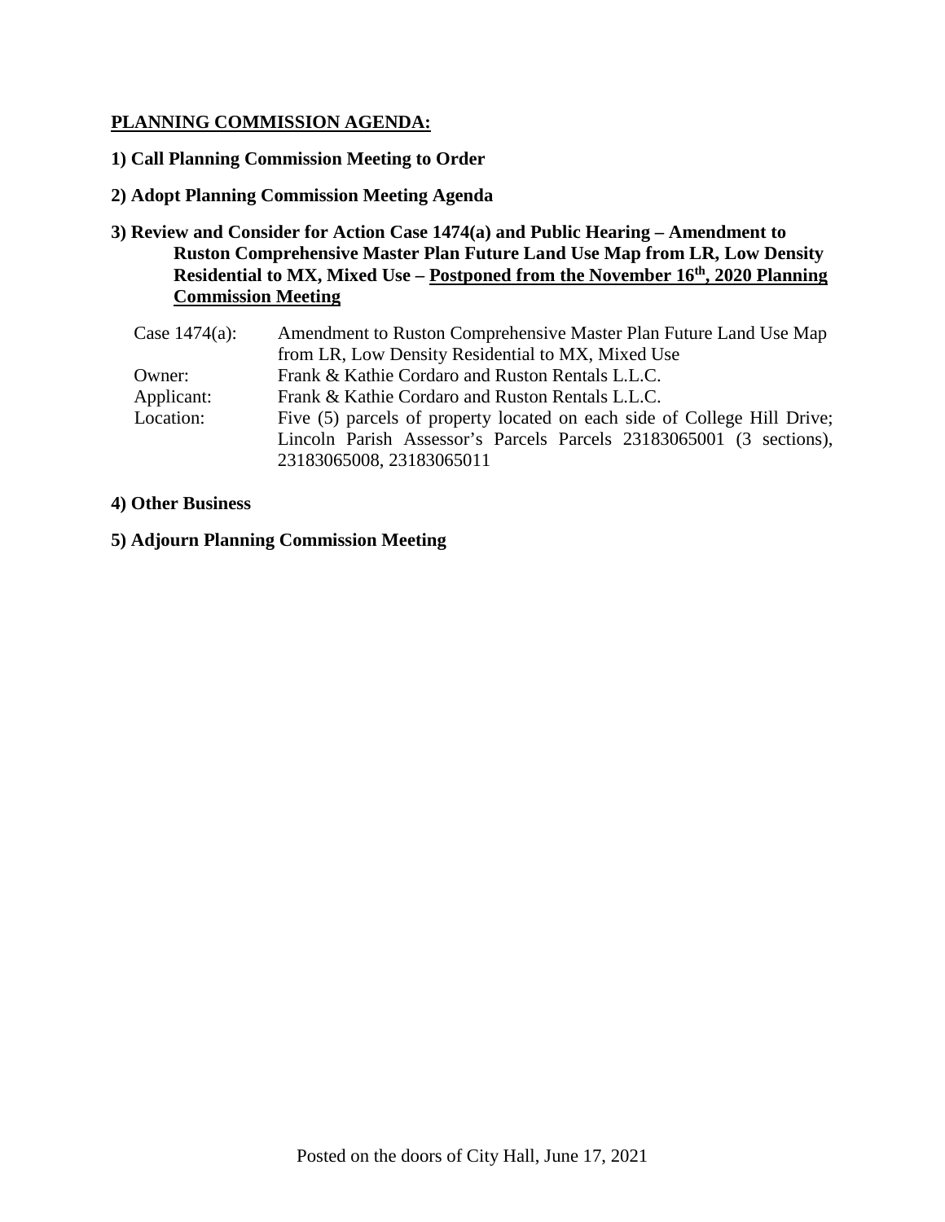**PLANNING COMMISSION AGENDA:**

**1) Call Planning Commission Meeting to Order**

**2) Adopt Planning Commission Meeting Agenda**

**3) Review and Consider for Action Case 1474(a) and Public Hearing – Amendment to Ruston Comprehensive Master Plan Future Land Use Map from LR, Low Density Residential to MX, Mixed Use – Postponed from the November 16th, 2020 Planning Commission Meeting**

| | |
|---|---|
| Case 1474(a): | Amendment to Ruston Comprehensive Master Plan Future Land Use Map from LR, Low Density Residential to MX, Mixed Use |
| Owner: | Frank & Kathie Cordaro and Ruston Rentals L.L.C. |
| Applicant: | Frank & Kathie Cordaro and Ruston Rentals L.L.C. |
| Location: | Five (5) parcels of property located on each side of College Hill Drive; Lincoln Parish Assessor's Parcels Parcels 23183065001 (3 sections), 23183065008, 23183065011 |

**4) Other Business**

**5) Adjourn Planning Commission Meeting**

Posted on the doors of City Hall, June 17, 2021